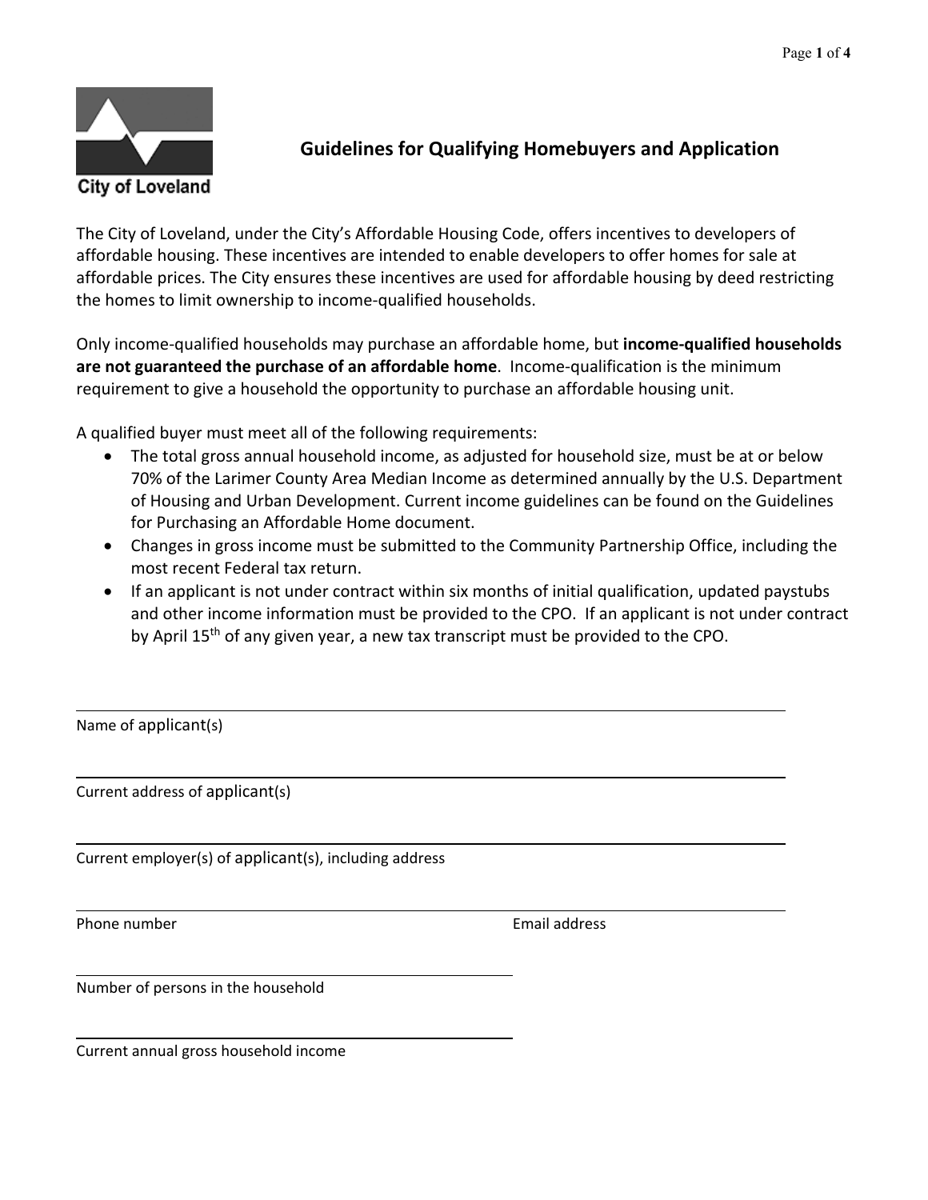City of Loveland

# Guidelines for Qualifying Homebuyers and Application

The City of Loveland, under the City's Affordable Housing Code, offers incentives to developers of affordable housing. These incentives are intended to enable developers to offer homes for sale at affordable prices. The City ensures these incentives are used for affordable housing by deed restricting the homes to limit ownership to income-qualified households.

Only income-qualified households may purchase an affordable home, but **income-qualified households are not guaranteed the purchase of an affordable home**. Income-qualification is the minimum requirement to give a household the opportunity to purchase an affordable housing unit.

A qualified buyer must meet all of the following requirements:

- The total gross annual household income, as adjusted for household size, must be at or below 70% of the Larimer County Area Median Income as determined annually by the U.S. Department of Housing and Urban Development. Current income guidelines can be found on the Guidelines for Purchasing an Affordable Home document.
- Changes in gross income must be submitted to the Community Partnership Office, including the most recent Federal tax return.
- If an applicant is not under contract within six months of initial qualification, updated paystubs and other income information must be provided to the CPO. If an applicant is not under contract by April 15th of any given year, a new tax transcript must be provided to the CPO.

___________________________________________

Name of applicant(s)

___________________________________________

Current address of applicant(s)

___________________________________________

Current employer(s) of applicant(s), including address

___________________________________________

Phone number Email address

___________________________________________

Number of persons in the household

___________________________________________

Current annual gross household income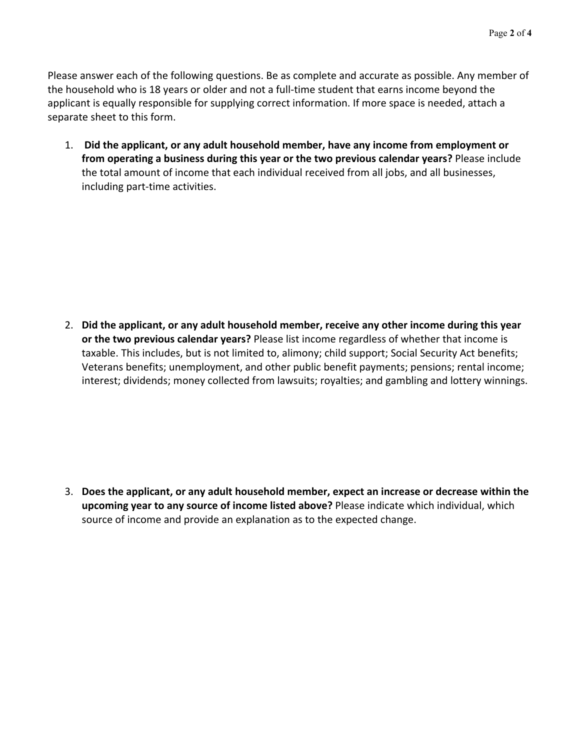Please answer each of the following questions. Be as complete and accurate as possible. Any member of the household who is 18 years or older and not a full-time student that earns income beyond the applicant is equally responsible for supplying correct information. If more space is needed, attach a separate sheet to this form.

1. **Did the applicant, or any adult household member, have any income from employment or from operating a business during this year or the two previous calendar years?** Please include the total amount of income that each individual received from all jobs, and all businesses, including part-time activities.

2. **Did the applicant, or any adult household member, receive any other income during this year or the two previous calendar years?** Please list income regardless of whether that income is taxable. This includes, but is not limited to, alimony; child support; Social Security Act benefits; Veterans benefits; unemployment, and other public benefit payments; pensions; rental income; interest; dividends; money collected from lawsuits; royalties; and gambling and lottery winnings.

3. **Does the applicant, or any adult household member, expect an increase or decrease within the upcoming year to any source of income listed above?** Please indicate which individual, which source of income and provide an explanation as to the expected change.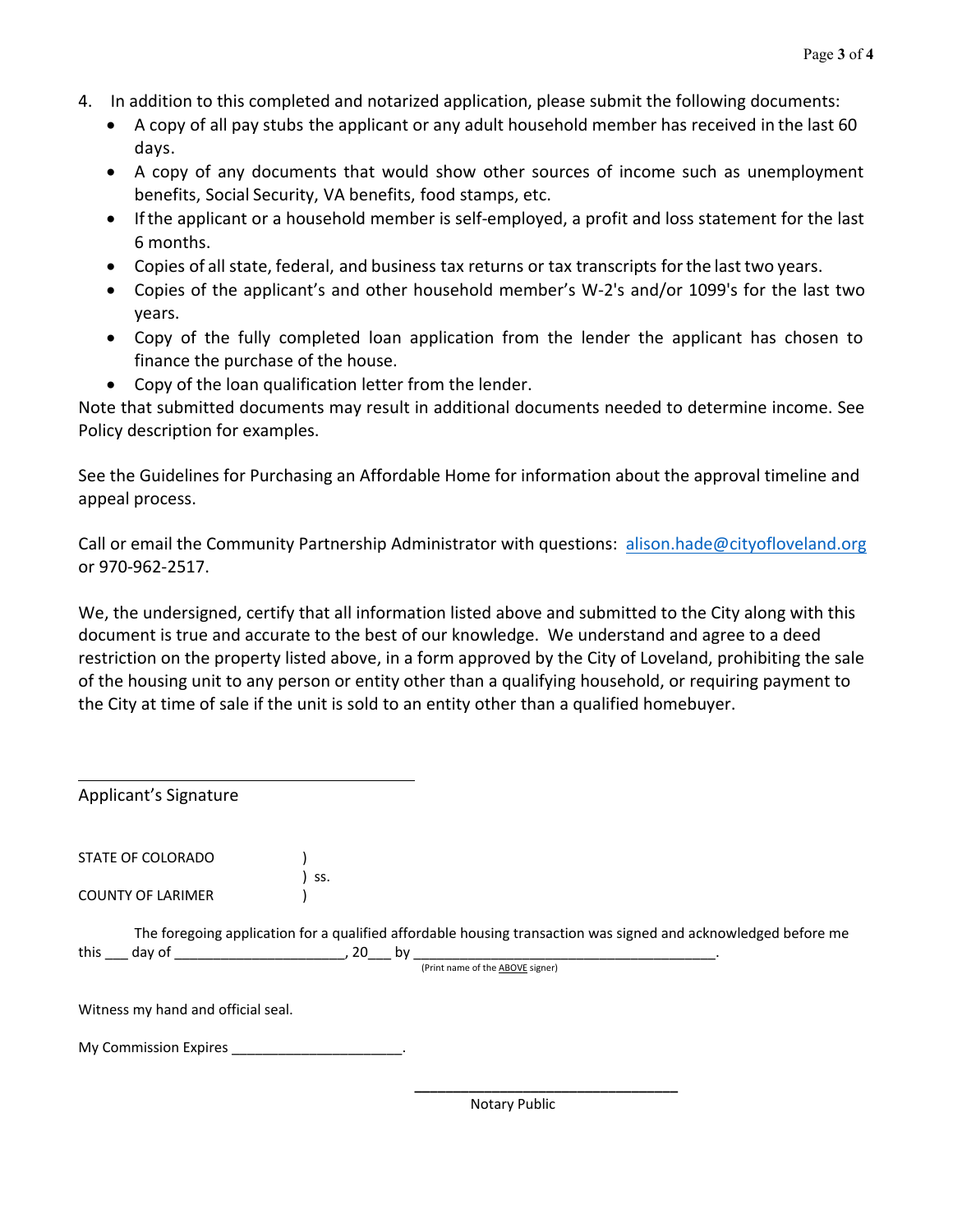4. In addition to this completed and notarized application, please submit the following documents:
   - A copy of all pay stubs the applicant or any adult household member has received in the last 60 days.
   - A copy of any documents that would show other sources of income such as unemployment benefits, Social Security, VA benefits, food stamps, etc.
   - If the applicant or a household member is self-employed, a profit and loss statement for the last 6 months.
   - Copies of all state, federal, and business tax returns or tax transcripts for the last two years.
   - Copies of the applicant's and other household member's W-2's and/or 1099's for the last two years.
   - Copy of the fully completed loan application from the lender the applicant has chosen to finance the purchase of the house.
   - Copy of the loan qualification letter from the lender.

Note that submitted documents may result in additional documents needed to determine income. See Policy description for examples.

See the Guidelines for Purchasing an Affordable Home for information about the approval timeline and appeal process.

Call or email the Community Partnership Administrator with questions: alison.hade@cityofloveland.org or 970-962-2517.

We, the undersigned, certify that all information listed above and submitted to the City along with this document is true and accurate to the best of our knowledge. We understand and agree to a deed restriction on the property listed above, in a form approved by the City of Loveland, prohibiting the sale of the housing unit to any person or entity other than a qualifying household, or requiring payment to the City at time of sale if the unit is sold to an entity other than a qualified homebuyer.

\_\_\_\_\_\_\_\_\_\_\_\_\_\_\_\_\_\_\_\_\_\_\_\_\_\_\_\_\_\_\_\_\_\_\_\_\_\_\_\_

Applicant's Signature

STATE OF COLORADO )
) ss.
COUNTY OF LARIMER )

The foregoing application for a qualified affordable housing transaction was signed and acknowledged before me this ___ day of ______________________, 20___ by ________________________________________.
(Print name of the ABOVE signer)

Witness my hand and official seal.

My Commission Expires ______________________.

\_\_\_\_\_\_\_\_\_\_\_\_\_\_\_\_\_\_\_\_\_\_\_\_\_\_\_\_\_\_\_\_

Notary Public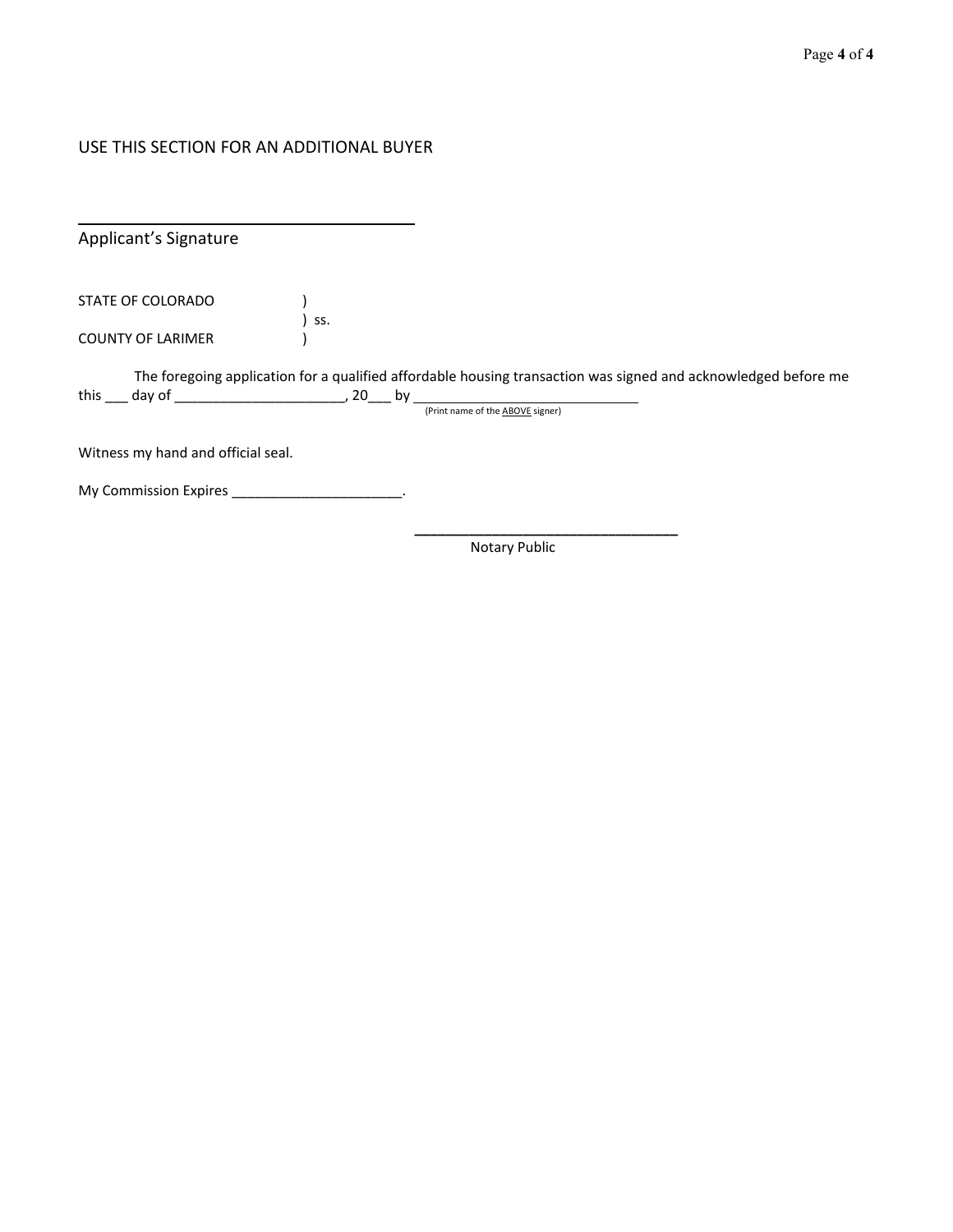USE THIS SECTION FOR AN ADDITIONAL BUYER

\_\_\_\_\_\_\_\_\_\_\_\_\_\_\_\_\_\_\_\_\_\_\_\_\_\_\_\_\_\_\_\_\_\_\_\_\_\_\_\_

Applicant's Signature

STATE OF COLORADO )
) ss.
COUNTY OF LARIMER )

The foregoing application for a qualified affordable housing transaction was signed and acknowledged before me this ___ day of ______________________, 20___ by ______________________________
(Print name of the ABOVE signer)

Witness my hand and official seal.

My Commission Expires ______________________.

\_\_\_\_\_\_\_\_\_\_\_\_\_\_\_\_\_\_\_\_\_\_\_\_\_\_\_\_\_\_\_\_\_\_\_

Notary Public